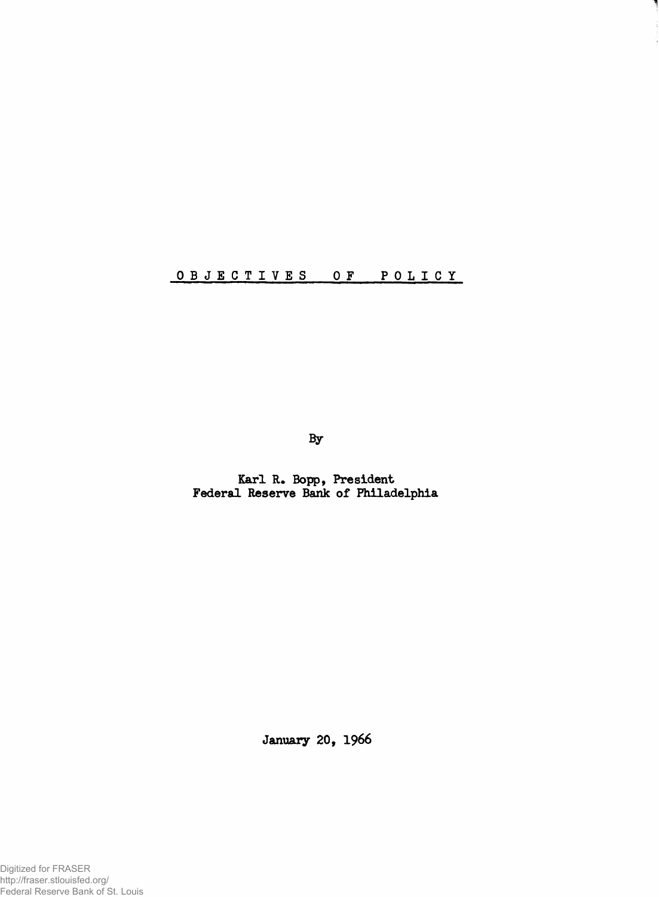# OBJECTIVES OF POLICY

By

Karl R. Bopp, President
Federal Reserve Bank of Philadelphia

January 20, 1966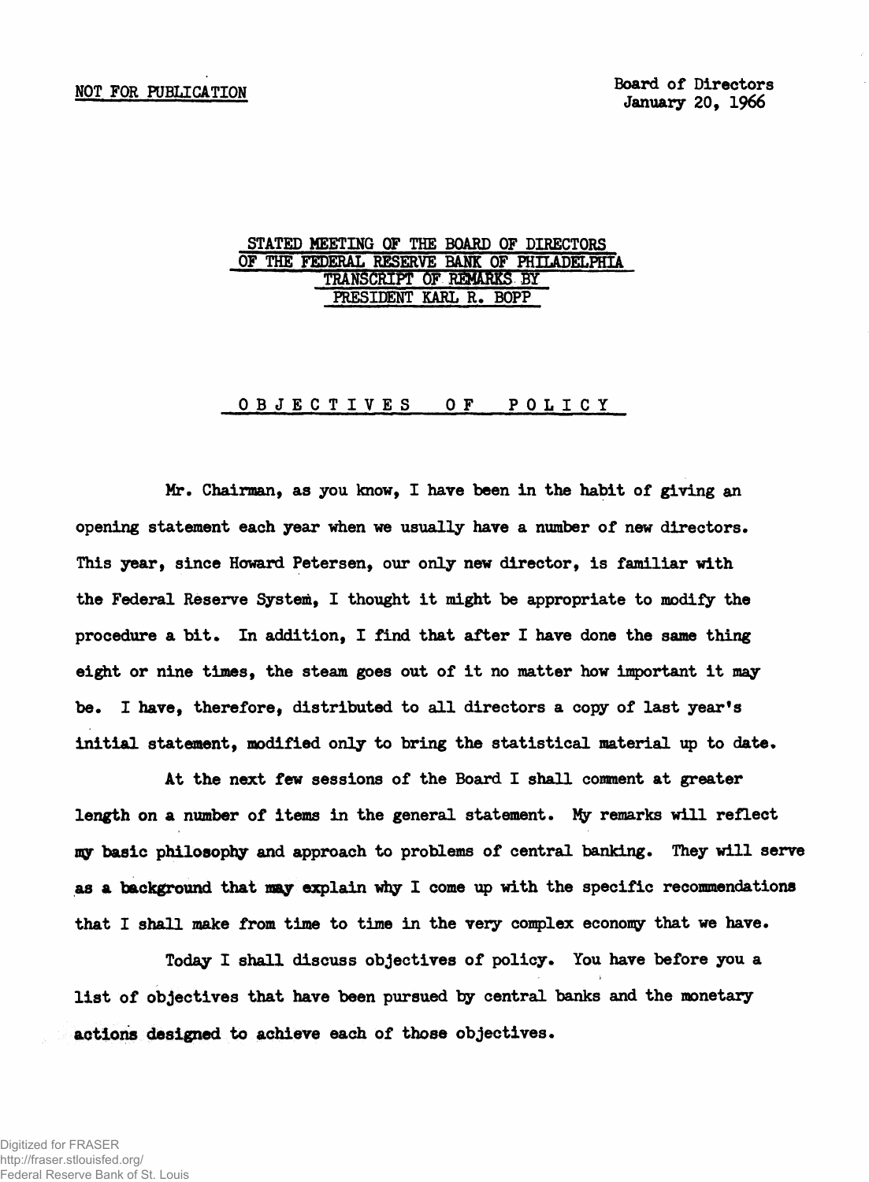NOT FOR PUBLICATION

Board of Directors
January 20, 1966

## STATED MEETING OF THE BOARD OF DIRECTORS OF THE FEDERAL RESERVE BANK OF PHILADELPHIA TRANSCRIPT OF REMARKS BY PRESIDENT KARL R. BOPP

## OBJECTIVES OF POLICY

Mr. Chairman, as you know, I have been in the habit of giving an opening statement each year when we usually have a number of new directors. This year, since Howard Petersen, our only new director, is familiar with the Federal Reserve System, I thought it might be appropriate to modify the procedure a bit. In addition, I find that after I have done the same thing eight or nine times, the steam goes out of it no matter how important it may be. I have, therefore, distributed to all directors a copy of last year's initial statement, modified only to bring the statistical material up to date.

At the next few sessions of the Board I shall comment at greater length on a number of items in the general statement. My remarks will reflect my basic philosophy and approach to problems of central banking. They will serve as a background that may explain why I come up with the specific recommendations that I shall make from time to time in the very complex economy that we have.

Today I shall discuss objectives of policy. You have before you a list of objectives that have been pursued by central banks and the monetary actions designed to achieve each of those objectives.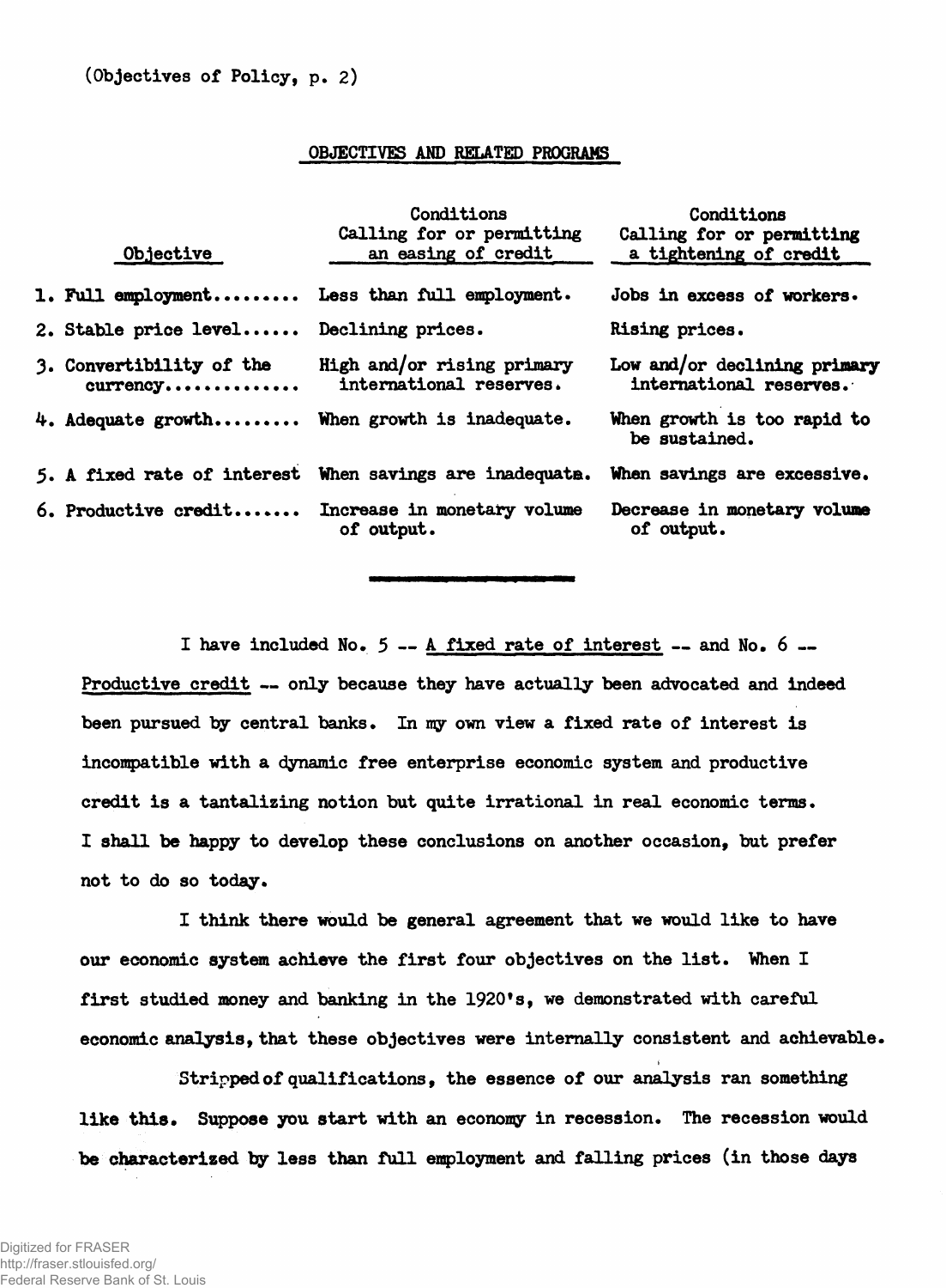(Objectives of Policy, p. 2)

## OBJECTIVES AND RELATED PROGRAMS

| Objective | Conditions Calling for or permitting an easing of credit | Conditions Calling for or permitting a tightening of credit |
|---|---|---|
| 1. Full employment......... | Less than full employment. | Jobs in excess of workers. |
| 2. Stable price level...... | Declining prices. | Rising prices. |
| 3. Convertibility of the currency............. | High and/or rising primary international reserves. | Low and/or declining primary international reserves. |
| 4. Adequate growth......... | When growth is inadequate. | When growth is too rapid to be sustained. |
| 5. A fixed rate of interest | When savings are inadequate. | When savings are excessive. |
| 6. Productive credit....... | Increase in monetary volume of output. | Decrease in monetary volume of output. |

I have included No. 5 -- A fixed rate of interest -- and No. 6 -- Productive credit -- only because they have actually been advocated and indeed been pursued by central banks. In my own view a fixed rate of interest is incompatible with a dynamic free enterprise economic system and productive credit is a tantalizing notion but quite irrational in real economic terms. I shall be happy to develop these conclusions on another occasion, but prefer not to do so today.

I think there would be general agreement that we would like to have our economic system achieve the first four objectives on the list. When I first studied money and banking in the 1920's, we demonstrated with careful economic analysis, that these objectives were internally consistent and achievable.

Stripped of qualifications, the essence of our analysis ran something like this. Suppose you start with an economy in recession. The recession would be characterized by less than full employment and falling prices (in those days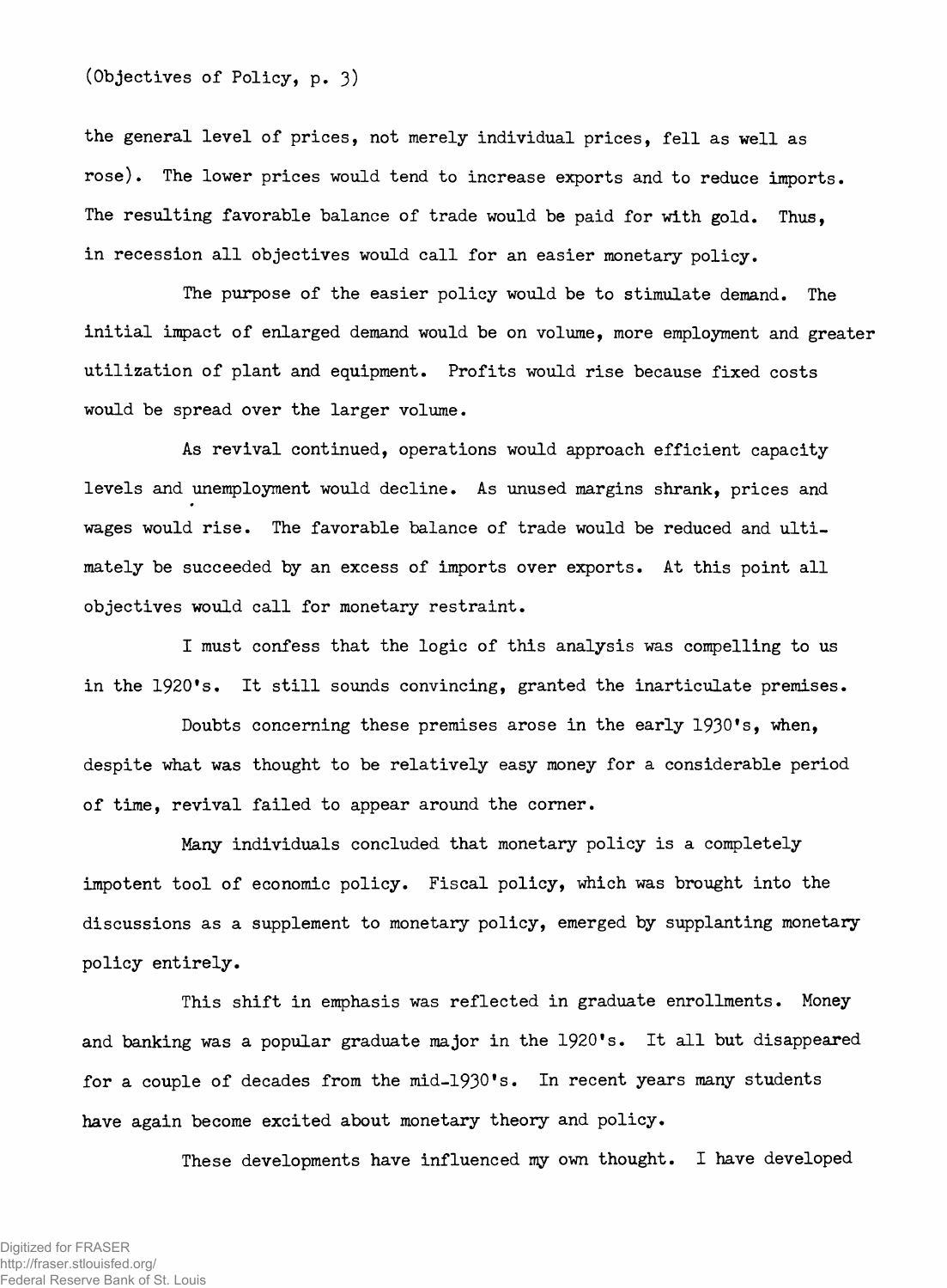the general level of prices, not merely individual prices, fell as well as rose). The lower prices would tend to increase exports and to reduce imports. The resulting favorable balance of trade would be paid for with gold. Thus, in recession all objectives would call for an easier monetary policy.

The purpose of the easier policy would be to stimulate demand. The initial impact of enlarged demand would be on volume, more employment and greater utilization of plant and equipment. Profits would rise because fixed costs would be spread over the larger volume.

As revival continued, operations would approach efficient capacity levels and unemployment would decline. As unused margins shrank, prices and wages would rise. The favorable balance of trade would be reduced and ultimately be succeeded by an excess of imports over exports. At this point all objectives would call for monetary restraint.

I must confess that the logic of this analysis was compelling to us in the 1920's. It still sounds convincing, granted the inarticulate premises.

Doubts concerning these premises arose in the early 1930's, when, despite what was thought to be relatively easy money for a considerable period of time, revival failed to appear around the corner.

Many individuals concluded that monetary policy is a completely impotent tool of economic policy. Fiscal policy, which was brought into the discussions as a supplement to monetary policy, emerged by supplanting monetary policy entirely.

This shift in emphasis was reflected in graduate enrollments. Money and banking was a popular graduate major in the 1920's. It all but disappeared for a couple of decades from the mid-1930's. In recent years many students have again become excited about monetary theory and policy.

These developments have influenced my own thought. I have developed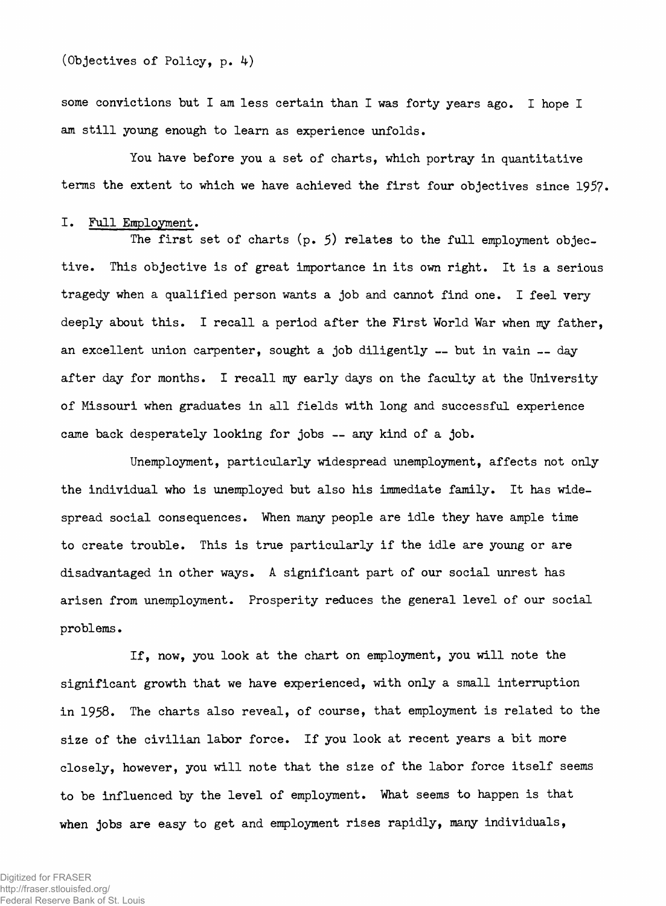some convictions but I am less certain than I was forty years ago. I hope I am still young enough to learn as experience unfolds.

You have before you a set of charts, which portray in quantitative terms the extent to which we have achieved the first four objectives since 1957.

## I. Full Employment.

The first set of charts (p. 5) relates to the full employment objective. This objective is of great importance in its own right. It is a serious tragedy when a qualified person wants a job and cannot find one. I feel very deeply about this. I recall a period after the First World War when my father, an excellent union carpenter, sought a job diligently -- but in vain -- day after day for months. I recall my early days on the faculty at the University of Missouri when graduates in all fields with long and successful experience came back desperately looking for jobs -- any kind of a job.

Unemployment, particularly widespread unemployment, affects not only the individual who is unemployed but also his immediate family. It has widespread social consequences. When many people are idle they have ample time to create trouble. This is true particularly if the idle are young or are disadvantaged in other ways. A significant part of our social unrest has arisen from unemployment. Prosperity reduces the general level of our social problems.

If, now, you look at the chart on employment, you will note the significant growth that we have experienced, with only a small interruption in 1958. The charts also reveal, of course, that employment is related to the size of the civilian labor force. If you look at recent years a bit more closely, however, you will note that the size of the labor force itself seems to be influenced by the level of employment. What seems to happen is that when jobs are easy to get and employment rises rapidly, many individuals,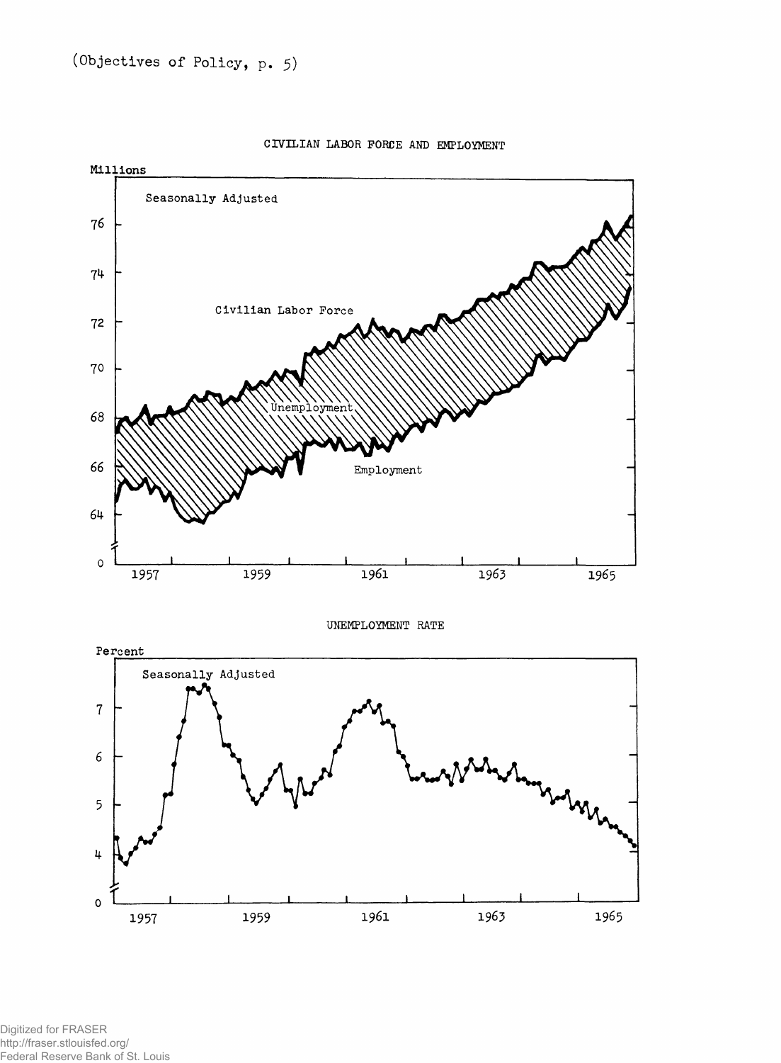(Objectives of Policy, p. 5)

CIVILIAN LABOR FORCE AND EMPLOYMENT

Millions

Seasonally Adjusted

Civilian Labor Force

Unemployment

Employment

UNEMPLOYMENT RATE

Percent

Seasonally Adjusted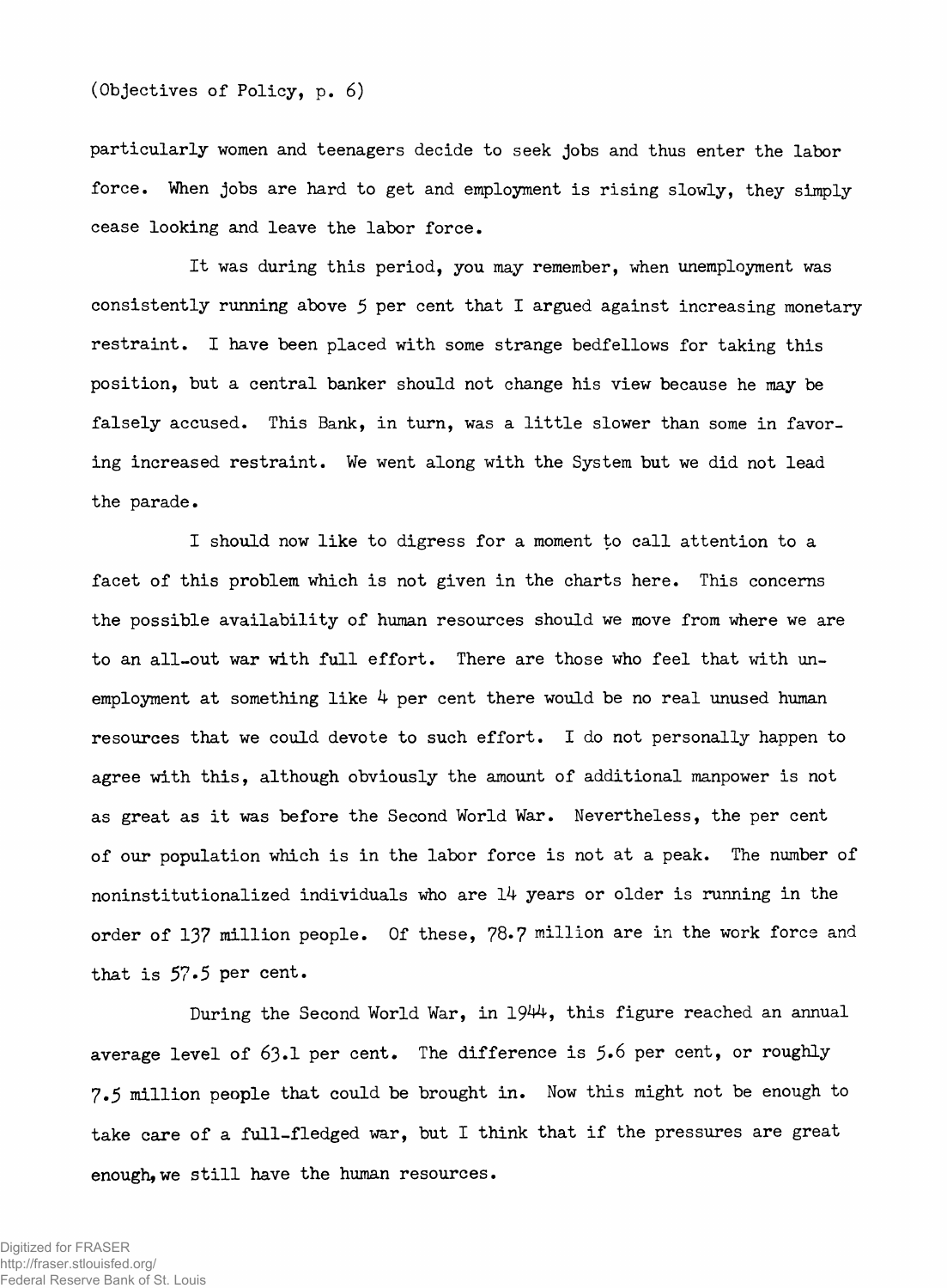particularly women and teenagers decide to seek jobs and thus enter the labor force. When jobs are hard to get and employment is rising slowly, they simply cease looking and leave the labor force.

It was during this period, you may remember, when unemployment was consistently running above 5 per cent that I argued against increasing monetary restraint. I have been placed with some strange bedfellows for taking this position, but a central banker should not change his view because he may be falsely accused. This Bank, in turn, was a little slower than some in favoring increased restraint. We went along with the System but we did not lead the parade.

I should now like to digress for a moment to call attention to a facet of this problem which is not given in the charts here. This concerns the possible availability of human resources should we move from where we are to an all-out war with full effort. There are those who feel that with unemployment at something like 4 per cent there would be no real unused human resources that we could devote to such effort. I do not personally happen to agree with this, although obviously the amount of additional manpower is not as great as it was before the Second World War. Nevertheless, the per cent of our population which is in the labor force is not at a peak. The number of noninstitutionalized individuals who are 14 years or older is running in the order of 137 million people. Of these, 78.7 million are in the work force and that is 57.5 per cent.

During the Second World War, in 1944, this figure reached an annual average level of 63.1 per cent. The difference is 5.6 per cent, or roughly 7.5 million people that could be brought in. Now this might not be enough to take care of a full-fledged war, but I think that if the pressures are great enough, we still have the human resources.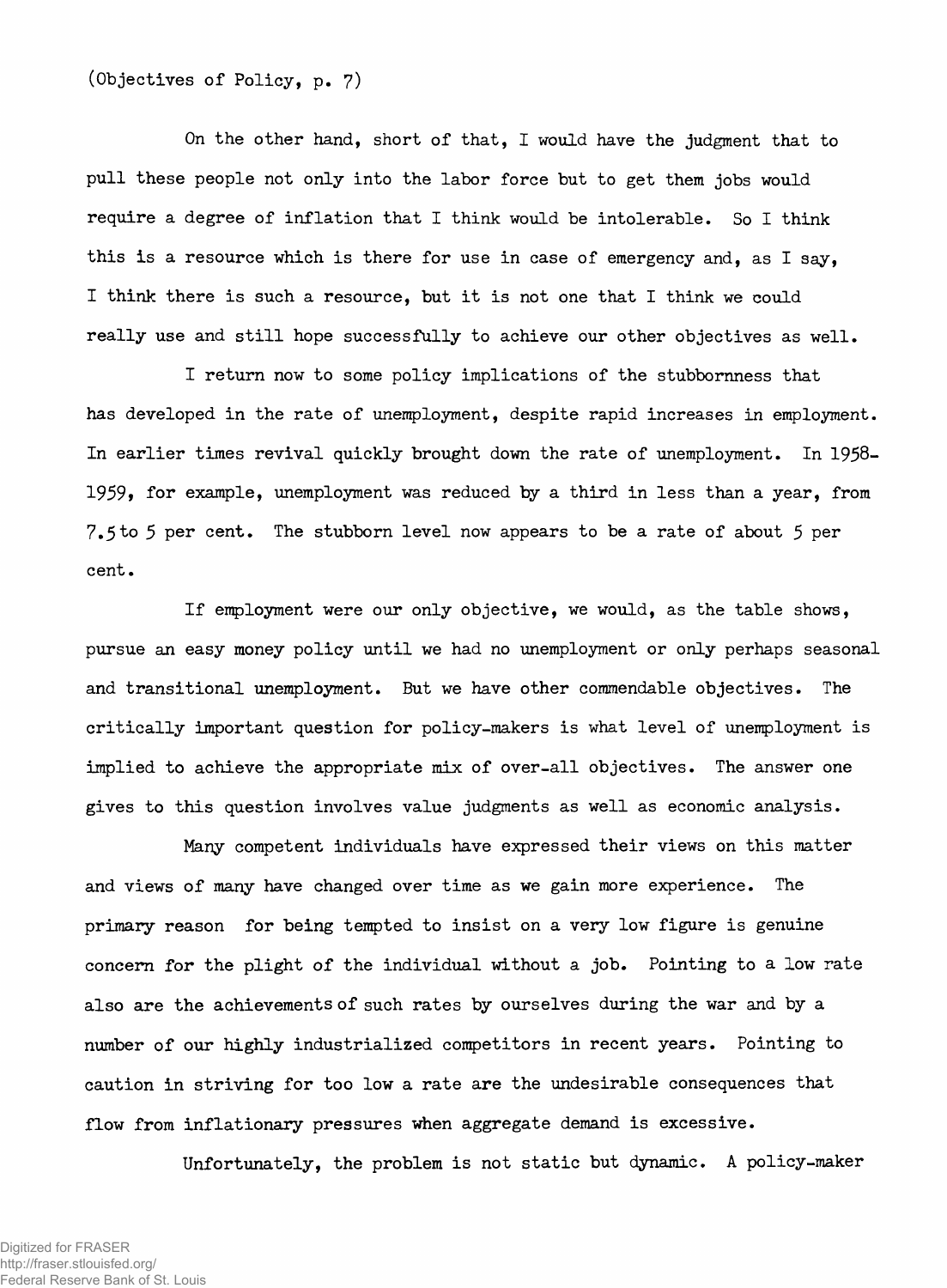(Objectives of Policy, p. 7)

On the other hand, short of that, I would have the judgment that to pull these people not only into the labor force but to get them jobs would require a degree of inflation that I think would be intolerable. So I think this is a resource which is there for use in case of emergency and, as I say, I think there is such a resource, but it is not one that I think we could really use and still hope successfully to achieve our other objectives as well.

I return now to some policy implications of the stubbornness that has developed in the rate of unemployment, despite rapid increases in employment. In earlier times revival quickly brought down the rate of unemployment. In 1958-1959, for example, unemployment was reduced by a third in less than a year, from 7.5 to 5 per cent. The stubborn level now appears to be a rate of about 5 per cent.

If employment were our only objective, we would, as the table shows, pursue an easy money policy until we had no unemployment or only perhaps seasonal and transitional unemployment. But we have other commendable objectives. The critically important question for policy-makers is what level of unemployment is implied to achieve the appropriate mix of over-all objectives. The answer one gives to this question involves value judgments as well as economic analysis.

Many competent individuals have expressed their views on this matter and views of many have changed over time as we gain more experience. The primary reason for being tempted to insist on a very low figure is genuine concern for the plight of the individual without a job. Pointing to a low rate also are the achievements of such rates by ourselves during the war and by a number of our highly industrialized competitors in recent years. Pointing to caution in striving for too low a rate are the undesirable consequences that flow from inflationary pressures when aggregate demand is excessive.

Unfortunately, the problem is not static but dynamic. A policy-maker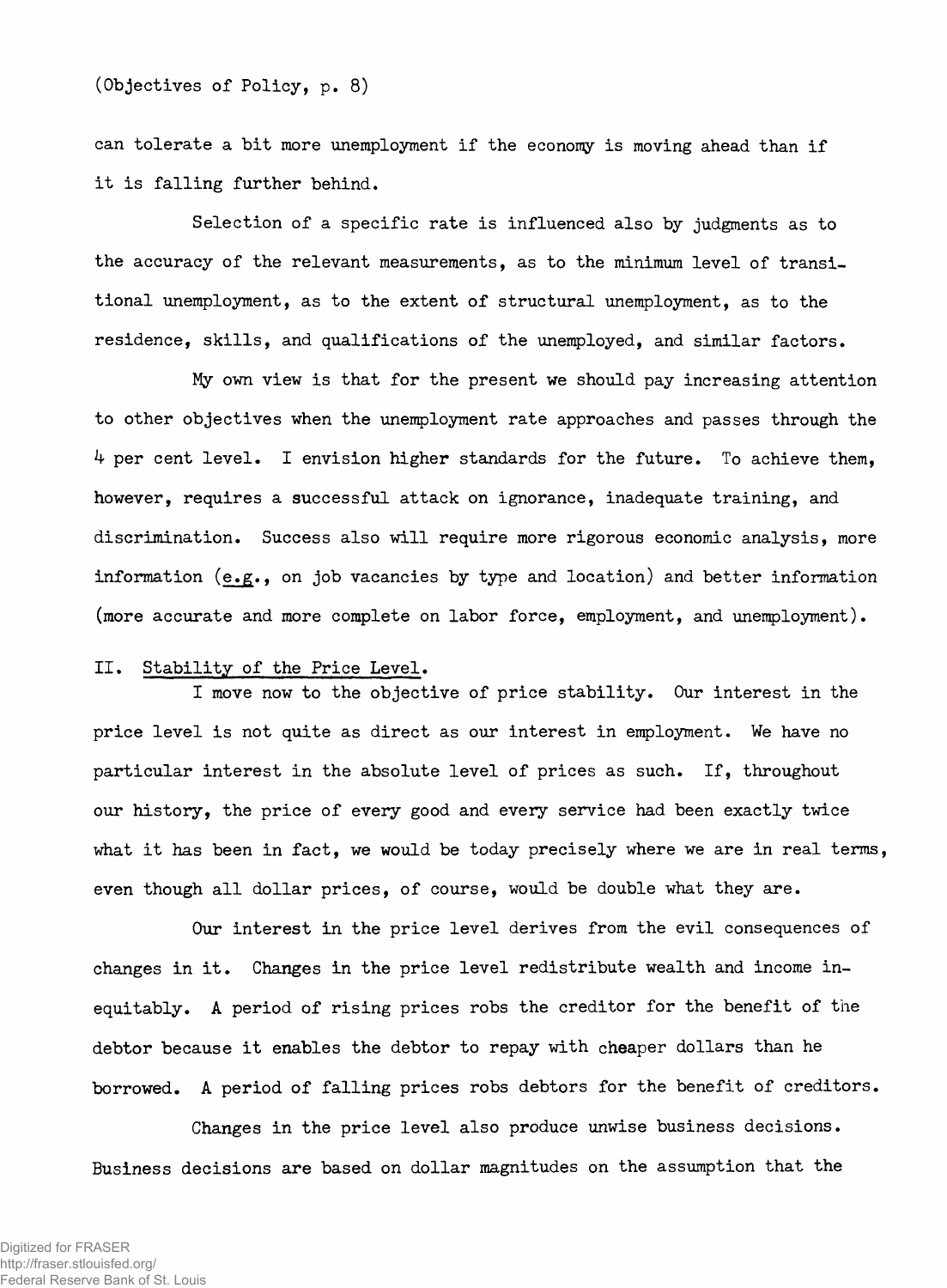can tolerate a bit more unemployment if the economy is moving ahead than if it is falling further behind.

Selection of a specific rate is influenced also by judgments as to the accuracy of the relevant measurements, as to the minimum level of transitional unemployment, as to the extent of structural unemployment, as to the residence, skills, and qualifications of the unemployed, and similar factors.

My own view is that for the present we should pay increasing attention to other objectives when the unemployment rate approaches and passes through the 4 per cent level. I envision higher standards for the future. To achieve them, however, requires a successful attack on ignorance, inadequate training, and discrimination. Success also will require more rigorous economic analysis, more information (e.g., on job vacancies by type and location) and better information (more accurate and more complete on labor force, employment, and unemployment).

## II. Stability of the Price Level.

I move now to the objective of price stability. Our interest in the price level is not quite as direct as our interest in employment. We have no particular interest in the absolute level of prices as such. If, throughout our history, the price of every good and every service had been exactly twice what it has been in fact, we would be today precisely where we are in real terms, even though all dollar prices, of course, would be double what they are.

Our interest in the price level derives from the evil consequences of changes in it. Changes in the price level redistribute wealth and income inequitably. A period of rising prices robs the creditor for the benefit of the debtor because it enables the debtor to repay with cheaper dollars than he borrowed. A period of falling prices robs debtors for the benefit of creditors.

Changes in the price level also produce unwise business decisions. Business decisions are based on dollar magnitudes on the assumption that the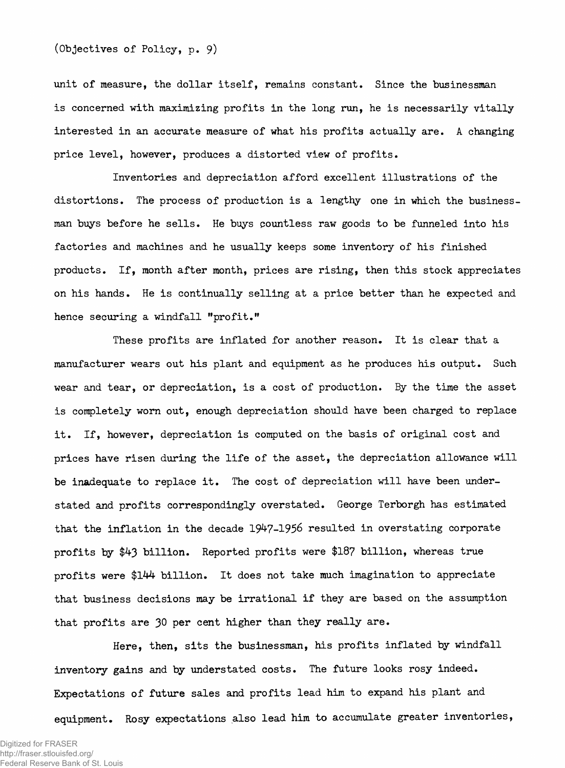unit of measure, the dollar itself, remains constant. Since the businessman is concerned with maximizing profits in the long run, he is necessarily vitally interested in an accurate measure of what his profits actually are. A changing price level, however, produces a distorted view of profits.

Inventories and depreciation afford excellent illustrations of the distortions. The process of production is a lengthy one in which the businessman buys before he sells. He buys countless raw goods to be funneled into his factories and machines and he usually keeps some inventory of his finished products. If, month after month, prices are rising, then this stock appreciates on his hands. He is continually selling at a price better than he expected and hence securing a windfall "profit."

These profits are inflated for another reason. It is clear that a manufacturer wears out his plant and equipment as he produces his output. Such wear and tear, or depreciation, is a cost of production. By the time the asset is completely worn out, enough depreciation should have been charged to replace it. If, however, depreciation is computed on the basis of original cost and prices have risen during the life of the asset, the depreciation allowance will be inadequate to replace it. The cost of depreciation will have been understated and profits correspondingly overstated. George Terborgh has estimated that the inflation in the decade 1947-1956 resulted in overstating corporate profits by $43 billion. Reported profits were $187 billion, whereas true profits were $144 billion. It does not take much imagination to appreciate that business decisions may be irrational if they are based on the assumption that profits are 30 per cent higher than they really are.

Here, then, sits the businessman, his profits inflated by windfall inventory gains and by understated costs. The future looks rosy indeed. Expectations of future sales and profits lead him to expand his plant and equipment. Rosy expectations also lead him to accumulate greater inventories,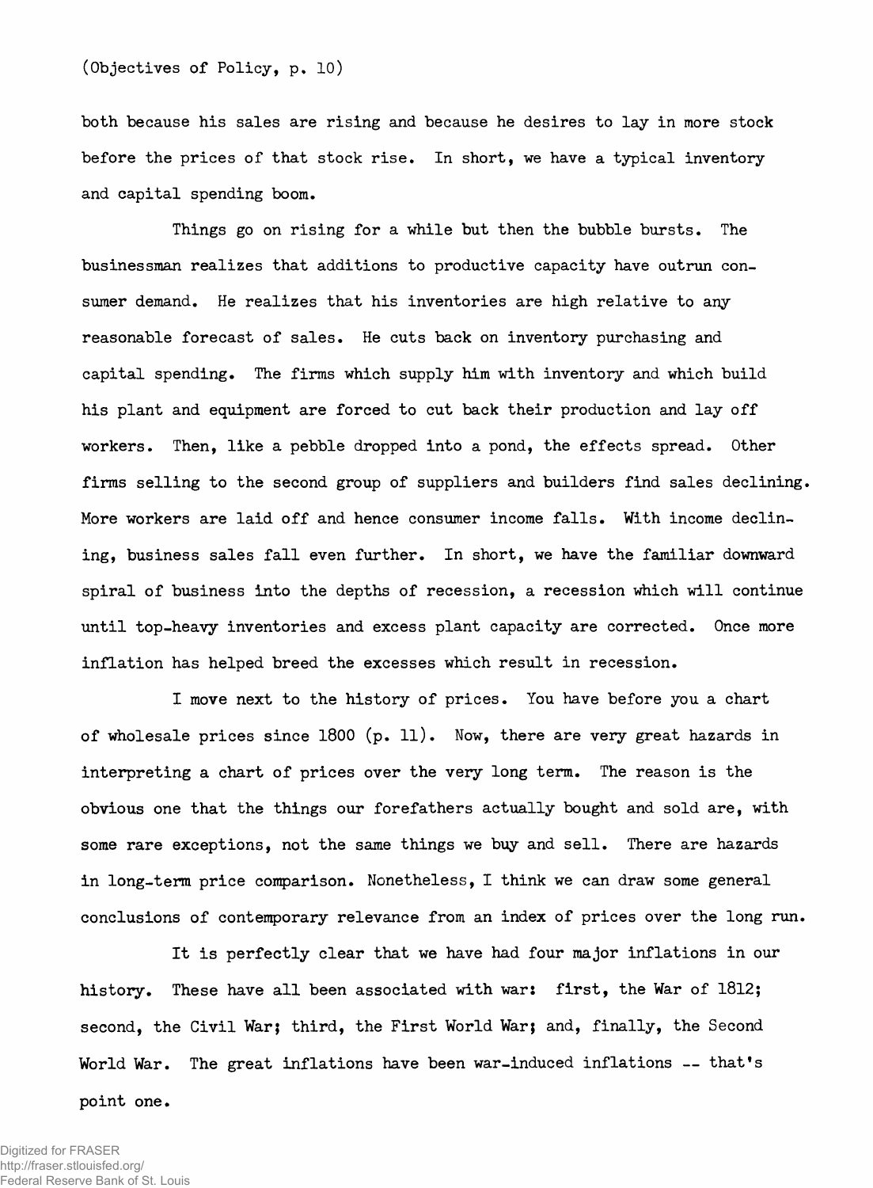both because his sales are rising and because he desires to lay in more stock before the prices of that stock rise. In short, we have a typical inventory and capital spending boom.

Things go on rising for a while but then the bubble bursts. The businessman realizes that additions to productive capacity have outrun consumer demand. He realizes that his inventories are high relative to any reasonable forecast of sales. He cuts back on inventory purchasing and capital spending. The firms which supply him with inventory and which build his plant and equipment are forced to cut back their production and lay off workers. Then, like a pebble dropped into a pond, the effects spread. Other firms selling to the second group of suppliers and builders find sales declining. More workers are laid off and hence consumer income falls. With income declining, business sales fall even further. In short, we have the familiar downward spiral of business into the depths of recession, a recession which will continue until top-heavy inventories and excess plant capacity are corrected. Once more inflation has helped breed the excesses which result in recession.

I move next to the history of prices. You have before you a chart of wholesale prices since 1800 (p. 11). Now, there are very great hazards in interpreting a chart of prices over the very long term. The reason is the obvious one that the things our forefathers actually bought and sold are, with some rare exceptions, not the same things we buy and sell. There are hazards in long-term price comparison. Nonetheless, I think we can draw some general conclusions of contemporary relevance from an index of prices over the long run.

It is perfectly clear that we have had four major inflations in our history. These have all been associated with war: first, the War of 1812; second, the Civil War; third, the First World War; and, finally, the Second World War. The great inflations have been war-induced inflations -- that's point one.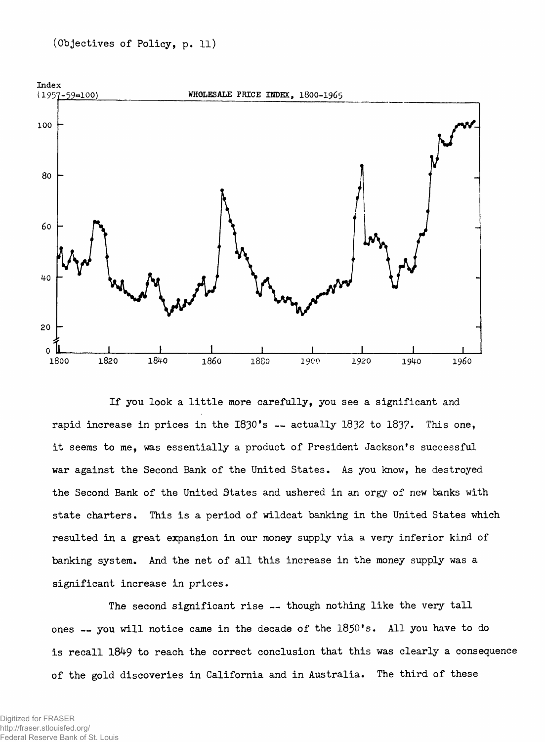(Objectives of Policy, p. 11)

WHOLESALE PRICE INDEX, 1800-1965

If you look a little more carefully, you see a significant and rapid increase in prices in the 1830's -- actually 1832 to 1837. This one, it seems to me, was essentially a product of President Jackson's successful war against the Second Bank of the United States. As you know, he destroyed the Second Bank of the United States and ushered in an orgy of new banks with state charters. This is a period of wildcat banking in the United States which resulted in a great expansion in our money supply via a very inferior kind of banking system. And the net of all this increase in the money supply was a significant increase in prices.

The second significant rise -- though nothing like the very tall ones -- you will notice came in the decade of the 1850's. All you have to do is recall 1849 to reach the correct conclusion that this was clearly a consequence of the gold discoveries in California and in Australia. The third of these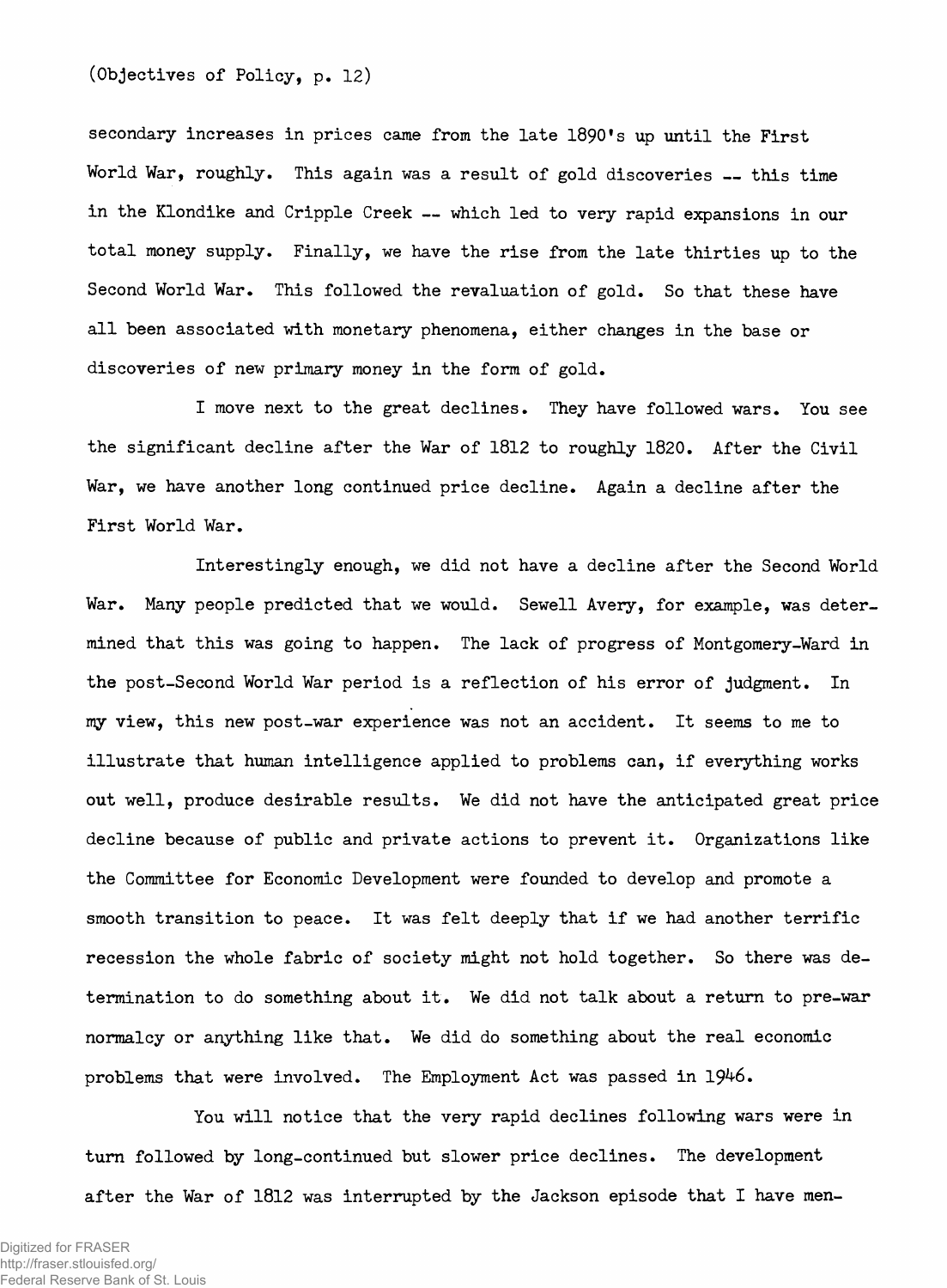secondary increases in prices came from the late 1890's up until the First World War, roughly. This again was a result of gold discoveries -- this time in the Klondike and Cripple Creek -- which led to very rapid expansions in our total money supply. Finally, we have the rise from the late thirties up to the Second World War. This followed the revaluation of gold. So that these have all been associated with monetary phenomena, either changes in the base or discoveries of new primary money in the form of gold.

I move next to the great declines. They have followed wars. You see the significant decline after the War of 1812 to roughly 1820. After the Civil War, we have another long continued price decline. Again a decline after the First World War.

Interestingly enough, we did not have a decline after the Second World War. Many people predicted that we would. Sewell Avery, for example, was determined that this was going to happen. The lack of progress of Montgomery-Ward in the post-Second World War period is a reflection of his error of judgment. In my view, this new post-war experience was not an accident. It seems to me to illustrate that human intelligence applied to problems can, if everything works out well, produce desirable results. We did not have the anticipated great price decline because of public and private actions to prevent it. Organizations like the Committee for Economic Development were founded to develop and promote a smooth transition to peace. It was felt deeply that if we had another terrific recession the whole fabric of society might not hold together. So there was determination to do something about it. We did not talk about a return to pre-war normalcy or anything like that. We did do something about the real economic problems that were involved. The Employment Act was passed in 1946.

You will notice that the very rapid declines following wars were in turn followed by long-continued but slower price declines. The development after the War of 1812 was interrupted by the Jackson episode that I have men-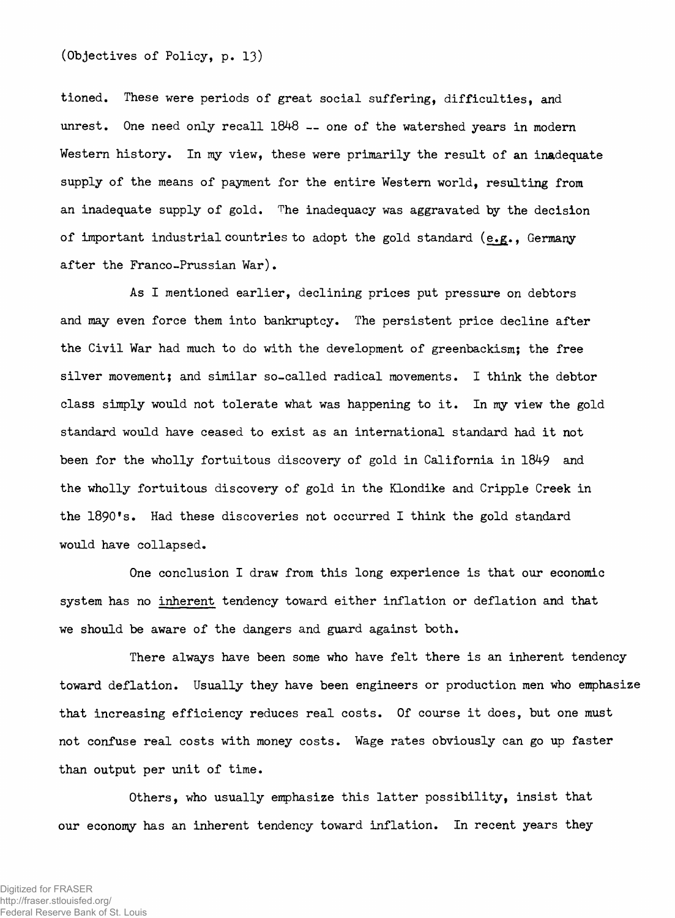tioned. These were periods of great social suffering, difficulties, and unrest. One need only recall 1848 -- one of the watershed years in modern Western history. In my view, these were primarily the result of an inadequate supply of the means of payment for the entire Western world, resulting from an inadequate supply of gold. The inadequacy was aggravated by the decision of important industrial countries to adopt the gold standard (e.g., Germany after the Franco-Prussian War).

As I mentioned earlier, declining prices put pressure on debtors and may even force them into bankruptcy. The persistent price decline after the Civil War had much to do with the development of greenbackism; the free silver movement; and similar so-called radical movements. I think the debtor class simply would not tolerate what was happening to it. In my view the gold standard would have ceased to exist as an international standard had it not been for the wholly fortuitous discovery of gold in California in 1849 and the wholly fortuitous discovery of gold in the Klondike and Cripple Creek in the 1890's. Had these discoveries not occurred I think the gold standard would have collapsed.

One conclusion I draw from this long experience is that our economic system has no inherent tendency toward either inflation or deflation and that we should be aware of the dangers and guard against both.

There always have been some who have felt there is an inherent tendency toward deflation. Usually they have been engineers or production men who emphasize that increasing efficiency reduces real costs. Of course it does, but one must not confuse real costs with money costs. Wage rates obviously can go up faster than output per unit of time.

Others, who usually emphasize this latter possibility, insist that our economy has an inherent tendency toward inflation. In recent years they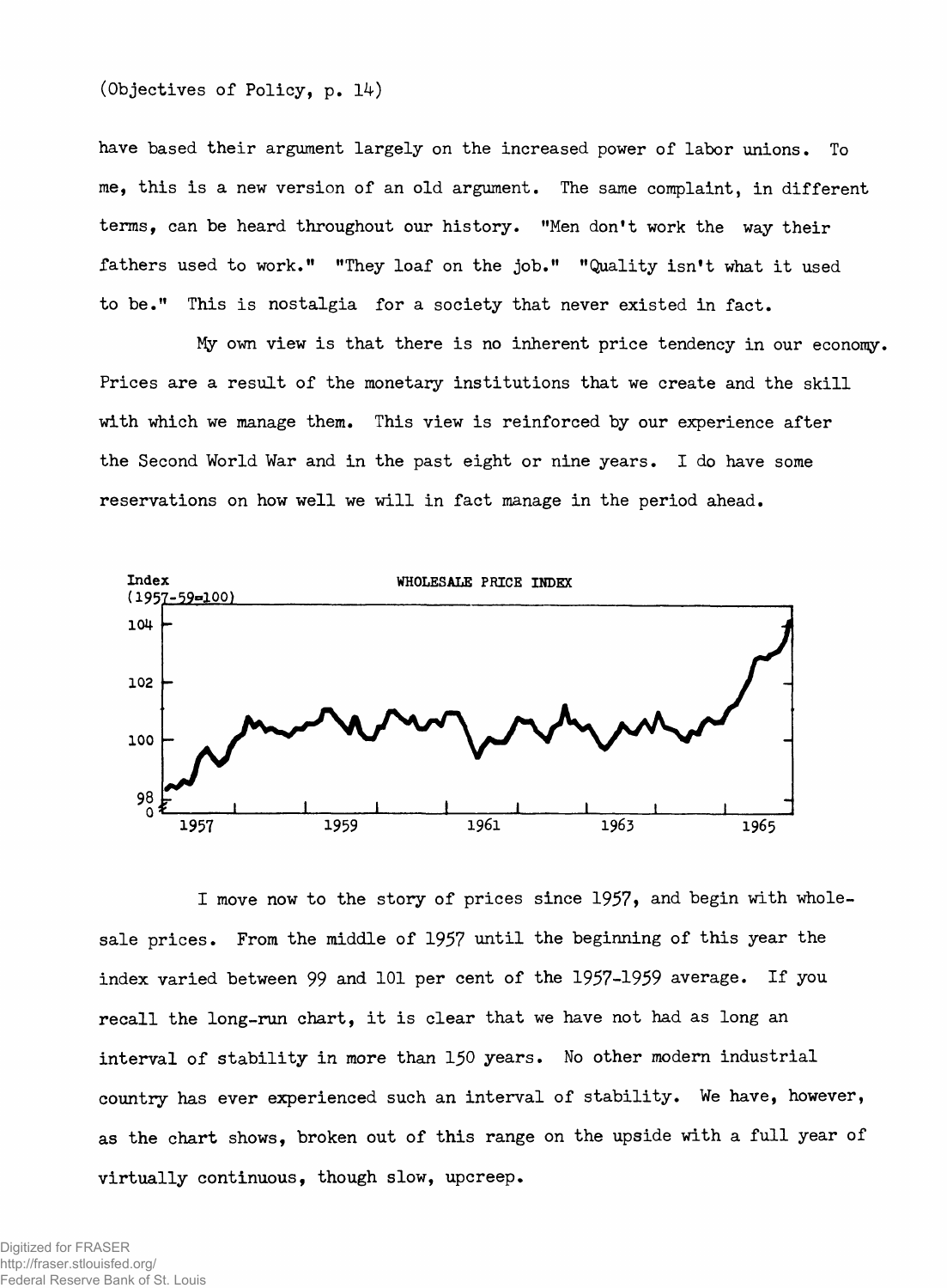(Objectives of Policy, p. 14)

have based their argument largely on the increased power of labor unions. To me, this is a new version of an old argument. The same complaint, in different terms, can be heard throughout our history. "Men don't work the way their fathers used to work." "They loaf on the job." "Quality isn't what it used to be." This is nostalgia for a society that never existed in fact.

My own view is that there is no inherent price tendency in our economy. Prices are a result of the monetary institutions that we create and the skill with which we manage them. This view is reinforced by our experience after the Second World War and in the past eight or nine years. I do have some reservations on how well we will in fact manage in the period ahead.

WHOLESALE PRICE INDEX

Index (1957-59=100)

I move now to the story of prices since 1957, and begin with wholesale prices. From the middle of 1957 until the beginning of this year the index varied between 99 and 101 per cent of the 1957-1959 average. If you recall the long-run chart, it is clear that we have not had as long an interval of stability in more than 150 years. No other modern industrial country has ever experienced such an interval of stability. We have, however, as the chart shows, broken out of this range on the upside with a full year of virtually continuous, though slow, upcreep.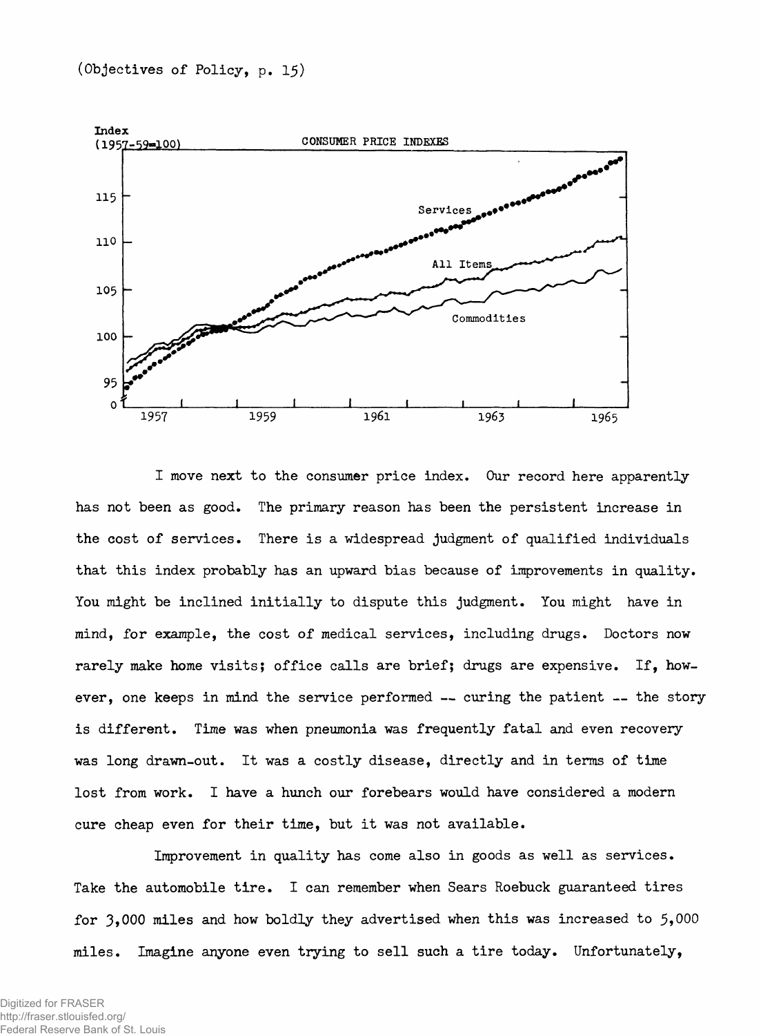(Objectives of Policy, p. 15)

Index (1957-59=100)

CONSUMER PRICE INDEXES

115
110
105
100
95
0

Services

All Items

Commodities

1957 1959 1961 1963 1965

I move next to the consumer price index. Our record here apparently has not been as good. The primary reason has been the persistent increase in the cost of services. There is a widespread judgment of qualified individuals that this index probably has an upward bias because of improvements in quality. You might be inclined initially to dispute this judgment. You might have in mind, for example, the cost of medical services, including drugs. Doctors now rarely make home visits; office calls are brief; drugs are expensive. If, however, one keeps in mind the service performed -- curing the patient -- the story is different. Time was when pneumonia was frequently fatal and even recovery was long drawn-out. It was a costly disease, directly and in terms of time lost from work. I have a hunch our forebears would have considered a modern cure cheap even for their time, but it was not available.

Improvement in quality has come also in goods as well as services. Take the automobile tire. I can remember when Sears Roebuck guaranteed tires for 3,000 miles and how boldly they advertised when this was increased to 5,000 miles. Imagine anyone even trying to sell such a tire today. Unfortunately,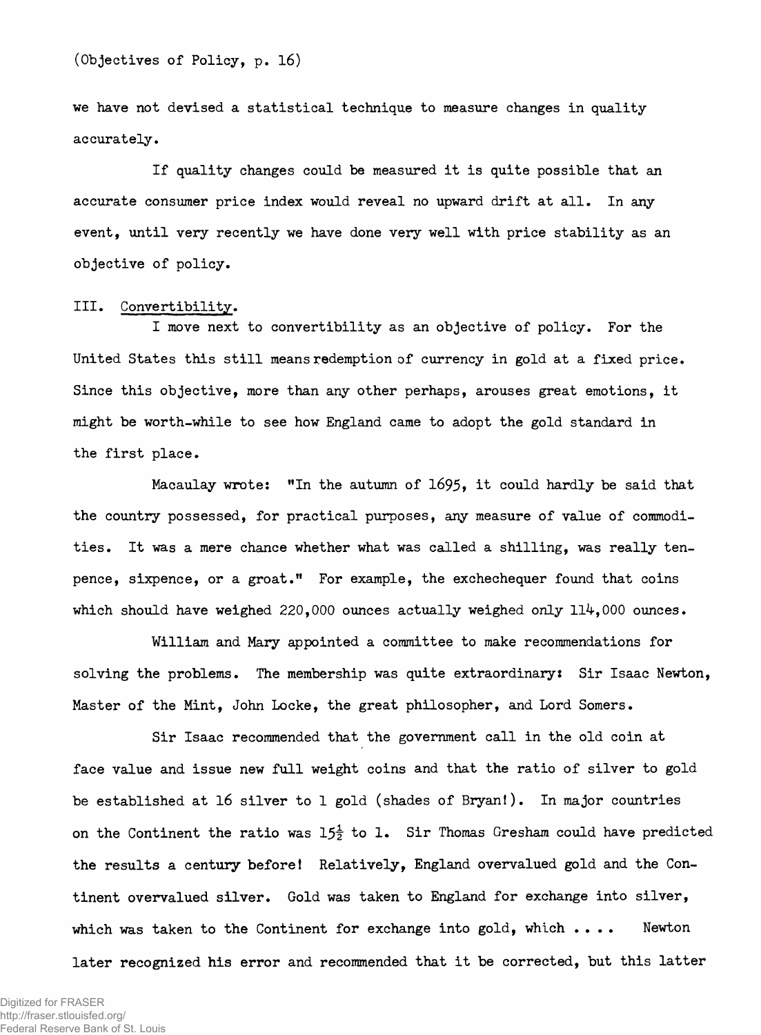we have not devised a statistical technique to measure changes in quality accurately.

If quality changes could be measured it is quite possible that an accurate consumer price index would reveal no upward drift at all. In any event, until very recently we have done very well with price stability as an objective of policy.

## III. Convertibility.

I move next to convertibility as an objective of policy. For the United States this still means redemption of currency in gold at a fixed price. Since this objective, more than any other perhaps, arouses great emotions, it might be worth-while to see how England came to adopt the gold standard in the first place.

Macaulay wrote: "In the autumn of 1695, it could hardly be said that the country possessed, for practical purposes, any measure of value of commodities. It was a mere chance whether what was called a shilling, was really tenpence, sixpence, or a groat." For example, the exchechequer found that coins which should have weighed 220,000 ounces actually weighed only 114,000 ounces.

William and Mary appointed a committee to make recommendations for solving the problems. The membership was quite extraordinary: Sir Isaac Newton, Master of the Mint, John Locke, the great philosopher, and Lord Somers.

Sir Isaac recommended that the government call in the old coin at face value and issue new full weight coins and that the ratio of silver to gold be established at 16 silver to 1 gold (shades of Bryan!). In major countries on the Continent the ratio was 15½ to 1. Sir Thomas Gresham could have predicted the results a century before! Relatively, England overvalued gold and the Continent overvalued silver. Gold was taken to England for exchange into silver, which was taken to the Continent for exchange into gold, which . . . . Newton later recognized his error and recommended that it be corrected, but this latter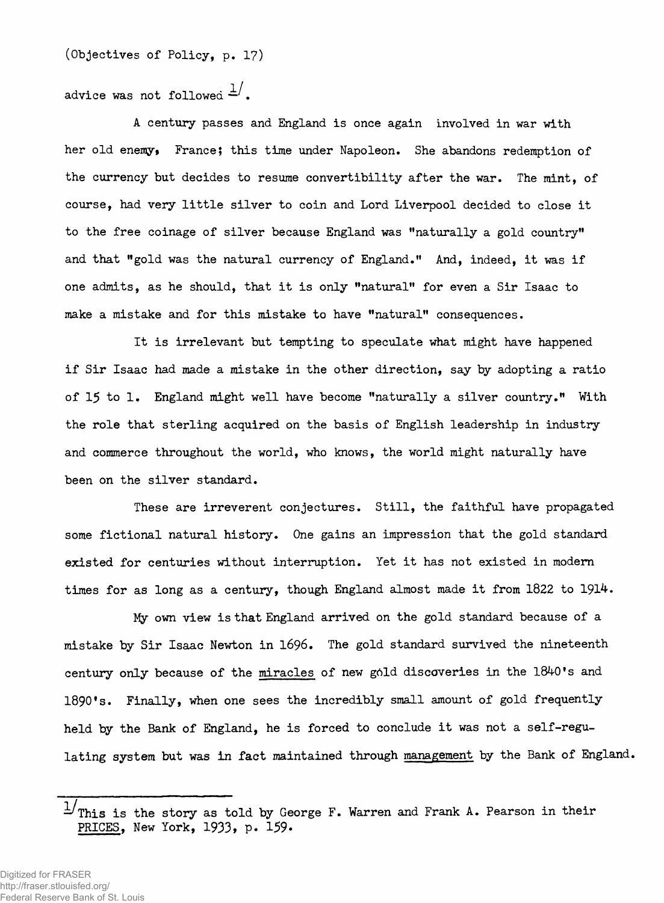advice was not followed [1].

A century passes and England is once again involved in war with her old enemy, France; this time under Napoleon. She abandons redemption of the currency but decides to resume convertibility after the war. The mint, of course, had very little silver to coin and Lord Liverpool decided to close it to the free coinage of silver because England was "naturally a gold country" and that "gold was the natural currency of England." And, indeed, it was if one admits, as he should, that it is only "natural" for even a Sir Isaac to make a mistake and for this mistake to have "natural" consequences.

It is irrelevant but tempting to speculate what might have happened if Sir Isaac had made a mistake in the other direction, say by adopting a ratio of 15 to 1. England might well have become "naturally a silver country." With the role that sterling acquired on the basis of English leadership in industry and commerce throughout the world, who knows, the world might naturally have been on the silver standard.

These are irreverent conjectures. Still, the faithful have propagated some fictional natural history. One gains an impression that the gold standard existed for centuries without interruption. Yet it has not existed in modern times for as long as a century, though England almost made it from 1822 to 1914.

My own view is that England arrived on the gold standard because of a mistake by Sir Isaac Newton in 1696. The gold standard survived the nineteenth century only because of the <u>miracles</u> of new gold discoveries in the 1840's and 1890's. Finally, when one sees the incredibly small amount of gold frequently held by the Bank of England, he is forced to conclude it was not a self-regulating system but was in fact maintained through <u>management</u> by the Bank of England.

---

[1] This is the story as told by George F. Warren and Frank A. Pearson in their <u>PRICES</u>, New York, 1933, p. 159.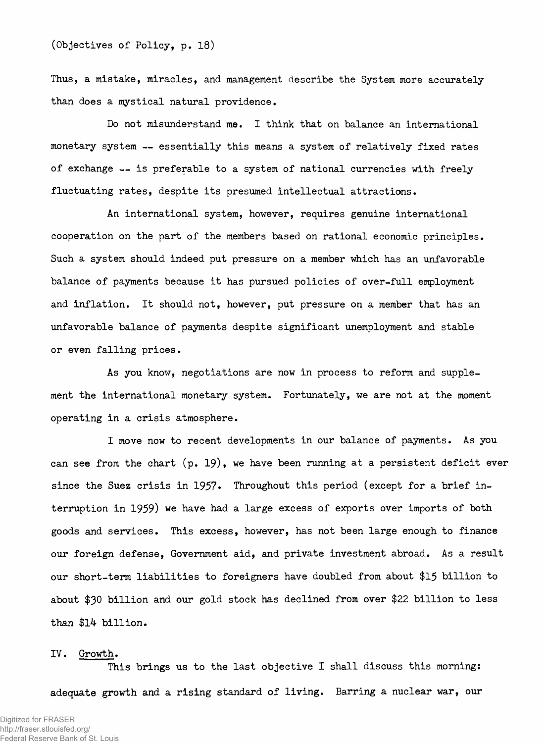(Objectives of Policy, p. 18)

Thus, a mistake, miracles, and management describe the System more accurately than does a mystical natural providence.

Do not misunderstand me. I think that on balance an international monetary system -- essentially this means a system of relatively fixed rates of exchange -- is preferable to a system of national currencies with freely fluctuating rates, despite its presumed intellectual attractions.

An international system, however, requires genuine international cooperation on the part of the members based on rational economic principles. Such a system should indeed put pressure on a member which has an unfavorable balance of payments because it has pursued policies of over-full employment and inflation. It should not, however, put pressure on a member that has an unfavorable balance of payments despite significant unemployment and stable or even falling prices.

As you know, negotiations are now in process to reform and supplement the international monetary system. Fortunately, we are not at the moment operating in a crisis atmosphere.

I move now to recent developments in our balance of payments. As you can see from the chart (p. 19), we have been running at a persistent deficit ever since the Suez crisis in 1957. Throughout this period (except for a brief interruption in 1959) we have had a large excess of exports over imports of both goods and services. This excess, however, has not been large enough to finance our foreign defense, Government aid, and private investment abroad. As a result our short-term liabilities to foreigners have doubled from about $15 billion to about $30 billion and our gold stock has declined from over $22 billion to less than $14 billion.

## IV. Growth.

This brings us to the last objective I shall discuss this morning: adequate growth and a rising standard of living. Barring a nuclear war, our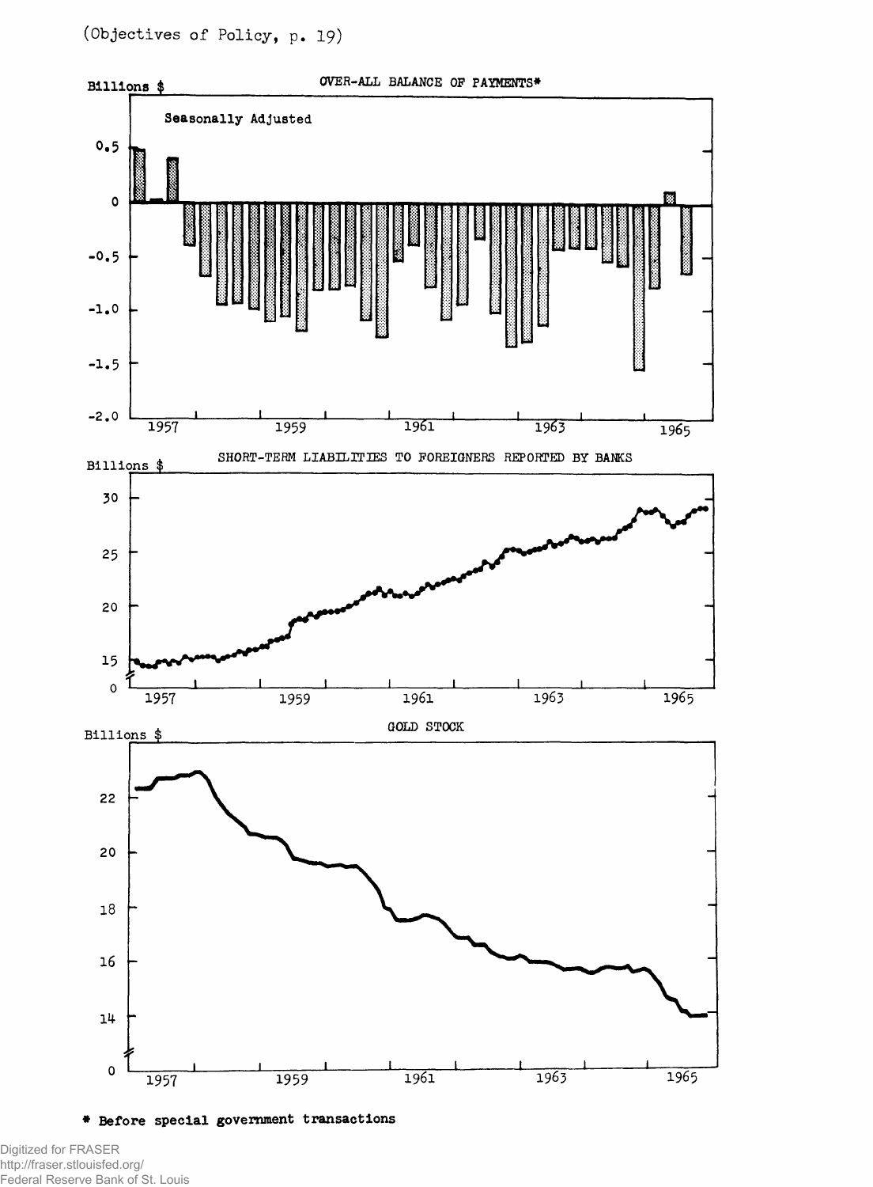(Objectives of Policy, p. 19)

OVER-ALL BALANCE OF PAYMENTS*

Billions $

Seasonally Adjusted

SHORT-TERM LIABILITIES TO FOREIGNERS REPORTED BY BANKS

Billions $

GOLD STOCK

Billions $

* Before special government transactions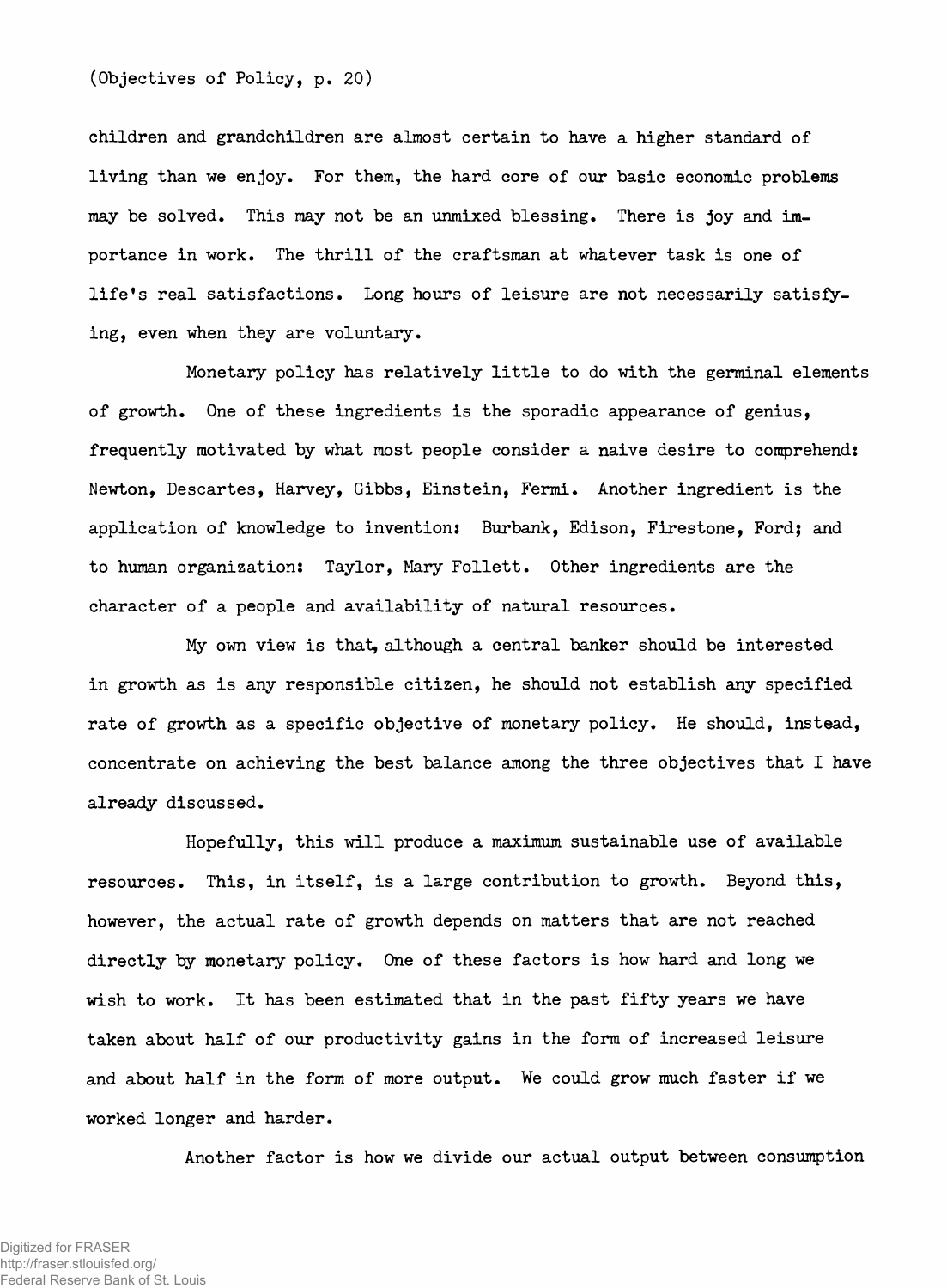children and grandchildren are almost certain to have a higher standard of living than we enjoy. For them, the hard core of our basic economic problems may be solved. This may not be an unmixed blessing. There is joy and importance in work. The thrill of the craftsman at whatever task is one of life's real satisfactions. Long hours of leisure are not necessarily satisfying, even when they are voluntary.

Monetary policy has relatively little to do with the germinal elements of growth. One of these ingredients is the sporadic appearance of genius, frequently motivated by what most people consider a naive desire to comprehend: Newton, Descartes, Harvey, Gibbs, Einstein, Fermi. Another ingredient is the application of knowledge to invention: Burbank, Edison, Firestone, Ford; and to human organization: Taylor, Mary Follett. Other ingredients are the character of a people and availability of natural resources.

My own view is that, although a central banker should be interested in growth as is any responsible citizen, he should not establish any specified rate of growth as a specific objective of monetary policy. He should, instead, concentrate on achieving the best balance among the three objectives that I have already discussed.

Hopefully, this will produce a maximum sustainable use of available resources. This, in itself, is a large contribution to growth. Beyond this, however, the actual rate of growth depends on matters that are not reached directly by monetary policy. One of these factors is how hard and long we wish to work. It has been estimated that in the past fifty years we have taken about half of our productivity gains in the form of increased leisure and about half in the form of more output. We could grow much faster if we worked longer and harder.

Another factor is how we divide our actual output between consumption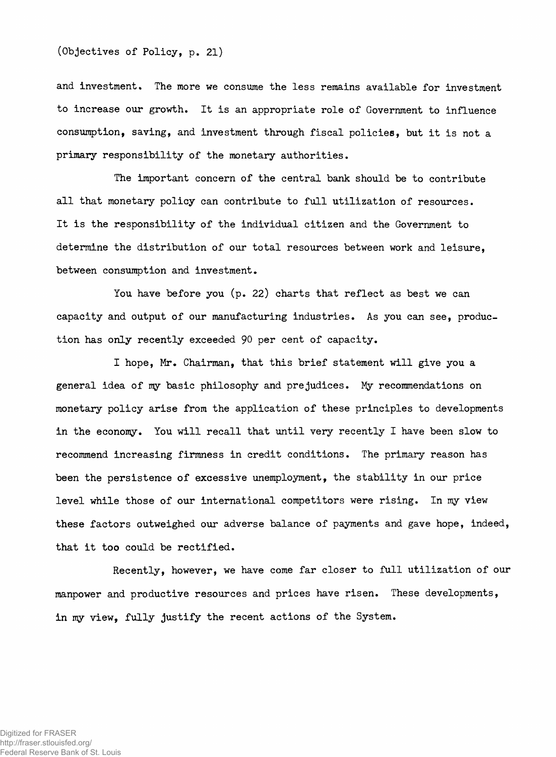(Objectives of Policy, p. 21)

and investment. The more we consume the less remains available for investment to increase our growth. It is an appropriate role of Government to influence consumption, saving, and investment through fiscal policies, but it is not a primary responsibility of the monetary authorities.

The important concern of the central bank should be to contribute all that monetary policy can contribute to full utilization of resources. It is the responsibility of the individual citizen and the Government to determine the distribution of our total resources between work and leisure, between consumption and investment.

You have before you (p. 22) charts that reflect as best we can capacity and output of our manufacturing industries. As you can see, production has only recently exceeded 90 per cent of capacity.

I hope, Mr. Chairman, that this brief statement will give you a general idea of my basic philosophy and prejudices. My recommendations on monetary policy arise from the application of these principles to developments in the economy. You will recall that until very recently I have been slow to recommend increasing firmness in credit conditions. The primary reason has been the persistence of excessive unemployment, the stability in our price level while those of our international competitors were rising. In my view these factors outweighed our adverse balance of payments and gave hope, indeed, that it too could be rectified.

Recently, however, we have come far closer to full utilization of our manpower and productive resources and prices have risen. These developments, in my view, fully justify the recent actions of the System.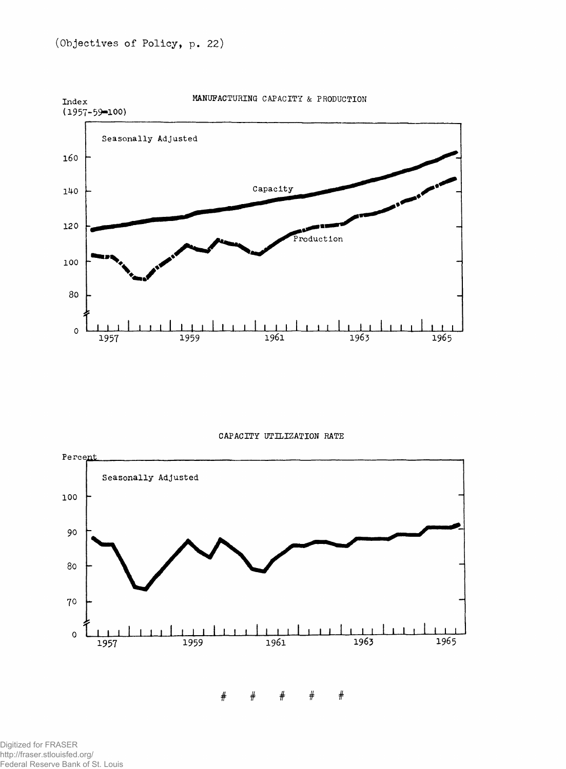(Objectives of Policy, p. 22)

MANUFACTURING CAPACITY & PRODUCTION

Index
(1957-59=100)

Seasonally Adjusted

160
140
120
100
80
0

Capacity

Production

1957
1959
1961
1963
1965

CAPACITY UTILIZATION RATE

Percent

Seasonally Adjusted

100
90
80
70
0

1957
1959
1961
1963
1965

# # # # #